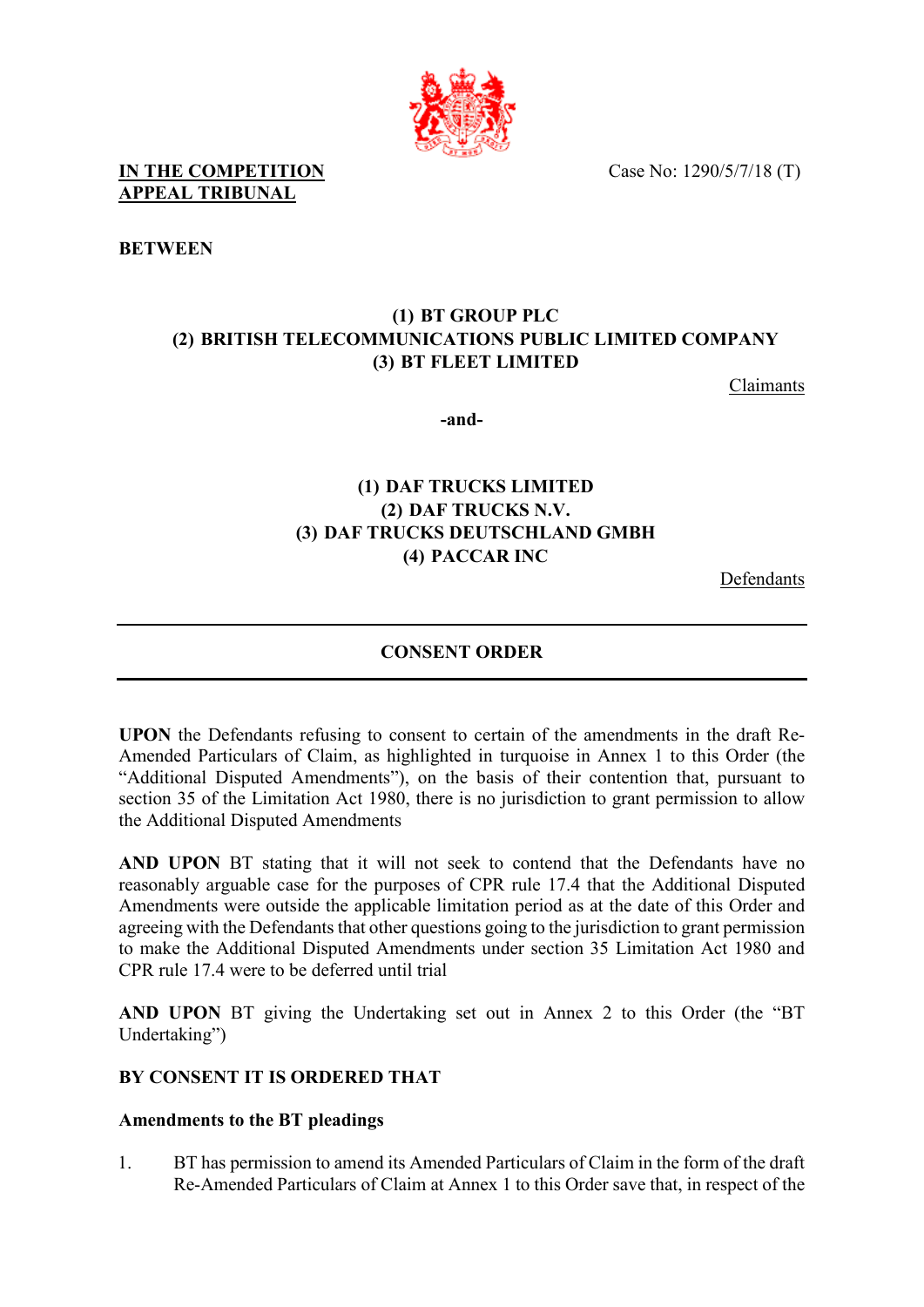**IN THE COMPETITION APPEAL TRIBUNAL**

Case No: 1290/5/7/18 (T)

**BETWEEN**

**(1) BT GROUP PLC**
**(2) BRITISH TELECOMMUNICATIONS PUBLIC LIMITED COMPANY**
**(3) BT FLEET LIMITED**

Claimants

**-and-**

**(1) DAF TRUCKS LIMITED**
**(2) DAF TRUCKS N.V.**
**(3) DAF TRUCKS DEUTSCHLAND GMBH**
**(4) PACCAR INC**

Defendants

---

**CONSENT ORDER**

---

**UPON** the Defendants refusing to consent to certain of the amendments in the draft Re-Amended Particulars of Claim, as highlighted in turquoise in Annex 1 to this Order (the "Additional Disputed Amendments"), on the basis of their contention that, pursuant to section 35 of the Limitation Act 1980, there is no jurisdiction to grant permission to allow the Additional Disputed Amendments

**AND UPON** BT stating that it will not seek to contend that the Defendants have no reasonably arguable case for the purposes of CPR rule 17.4 that the Additional Disputed Amendments were outside the applicable limitation period as at the date of this Order and agreeing with the Defendants that other questions going to the jurisdiction to grant permission to make the Additional Disputed Amendments under section 35 Limitation Act 1980 and CPR rule 17.4 were to be deferred until trial

**AND UPON** BT giving the Undertaking set out in Annex 2 to this Order (the "BT Undertaking")

**BY CONSENT IT IS ORDERED THAT**

**Amendments to the BT pleadings**

1. BT has permission to amend its Amended Particulars of Claim in the form of the draft Re-Amended Particulars of Claim at Annex 1 to this Order save that, in respect of the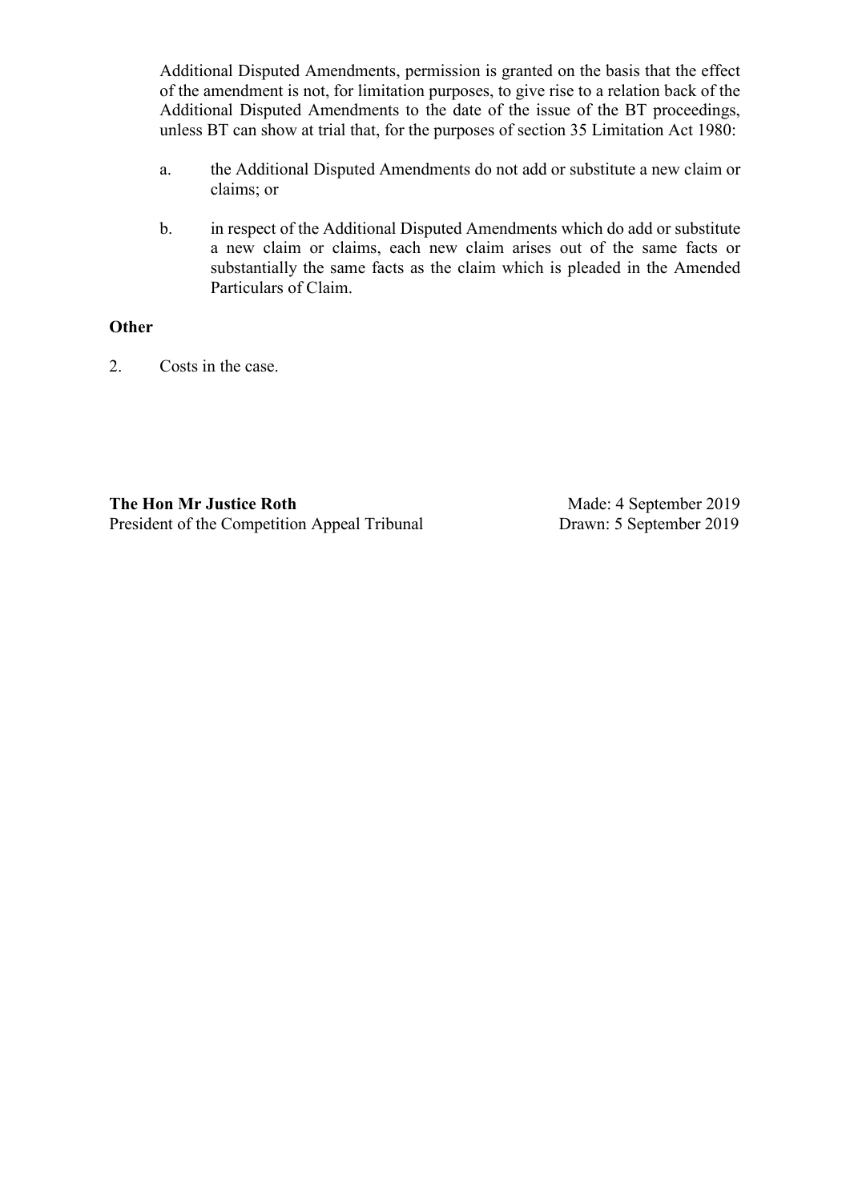Additional Disputed Amendments, permission is granted on the basis that the effect of the amendment is not, for limitation purposes, to give rise to a relation back of the Additional Disputed Amendments to the date of the issue of the BT proceedings, unless BT can show at trial that, for the purposes of section 35 Limitation Act 1980:

a. the Additional Disputed Amendments do not add or substitute a new claim or claims; or

b. in respect of the Additional Disputed Amendments which do add or substitute a new claim or claims, each new claim arises out of the same facts or substantially the same facts as the claim which is pleaded in the Amended Particulars of Claim.

**Other**

2. Costs in the case.

**The Hon Mr Justice Roth**
President of the Competition Appeal Tribunal

Made: 4 September 2019
Drawn: 5 September 2019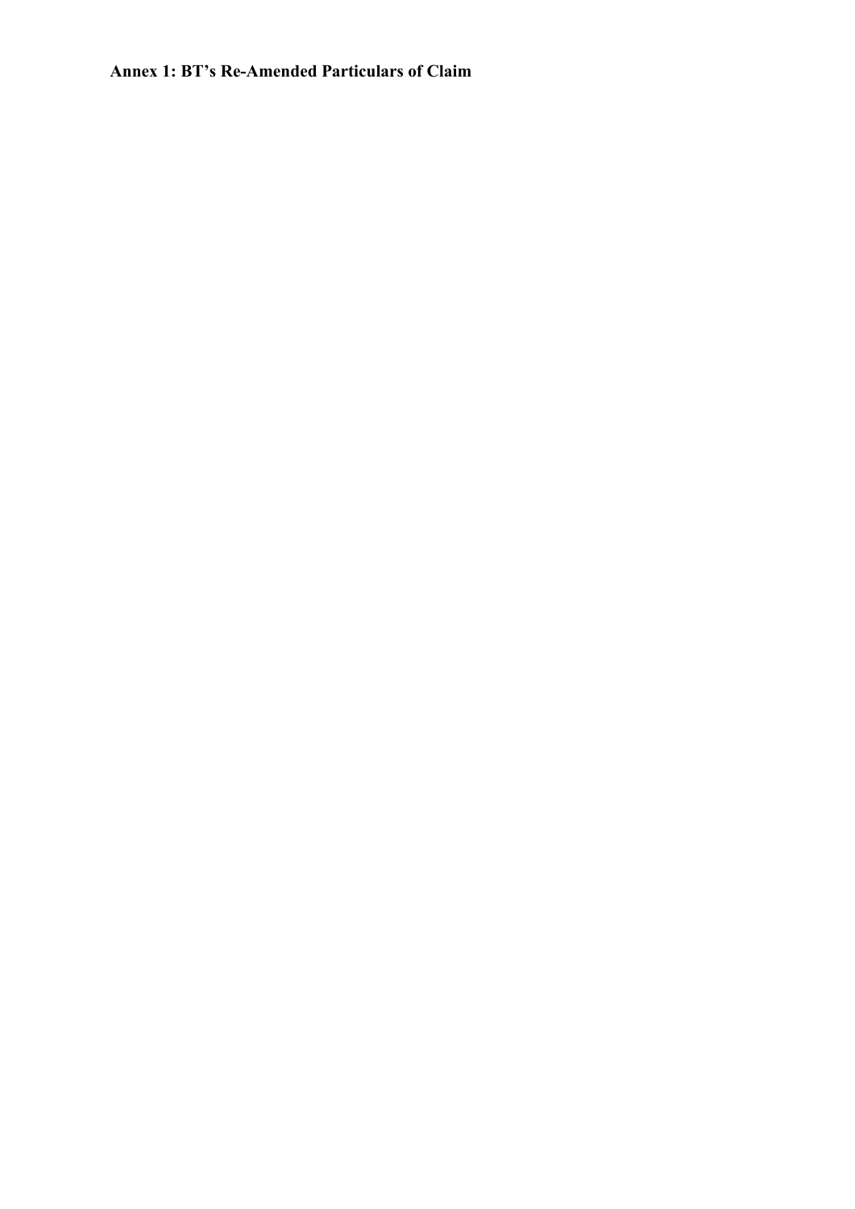**Annex 1: BT's Re-Amended Particulars of Claim**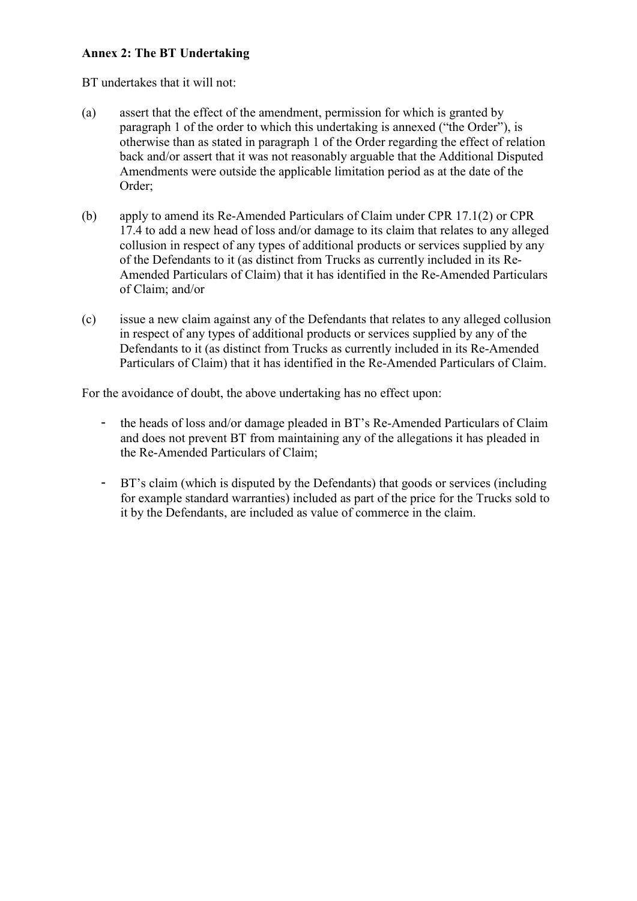**Annex 2: The BT Undertaking**

BT undertakes that it will not:

(a) assert that the effect of the amendment, permission for which is granted by paragraph 1 of the order to which this undertaking is annexed ("the Order"), is otherwise than as stated in paragraph 1 of the Order regarding the effect of relation back and/or assert that it was not reasonably arguable that the Additional Disputed Amendments were outside the applicable limitation period as at the date of the Order;

(b) apply to amend its Re-Amended Particulars of Claim under CPR 17.1(2) or CPR 17.4 to add a new head of loss and/or damage to its claim that relates to any alleged collusion in respect of any types of additional products or services supplied by any of the Defendants to it (as distinct from Trucks as currently included in its Re-Amended Particulars of Claim) that it has identified in the Re-Amended Particulars of Claim; and/or

(c) issue a new claim against any of the Defendants that relates to any alleged collusion in respect of any types of additional products or services supplied by any of the Defendants to it (as distinct from Trucks as currently included in its Re-Amended Particulars of Claim) that it has identified in the Re-Amended Particulars of Claim.

For the avoidance of doubt, the above undertaking has no effect upon:

- the heads of loss and/or damage pleaded in BT's Re-Amended Particulars of Claim and does not prevent BT from maintaining any of the allegations it has pleaded in the Re-Amended Particulars of Claim;
- BT's claim (which is disputed by the Defendants) that goods or services (including for example standard warranties) included as part of the price for the Trucks sold to it by the Defendants, are included as value of commerce in the claim.